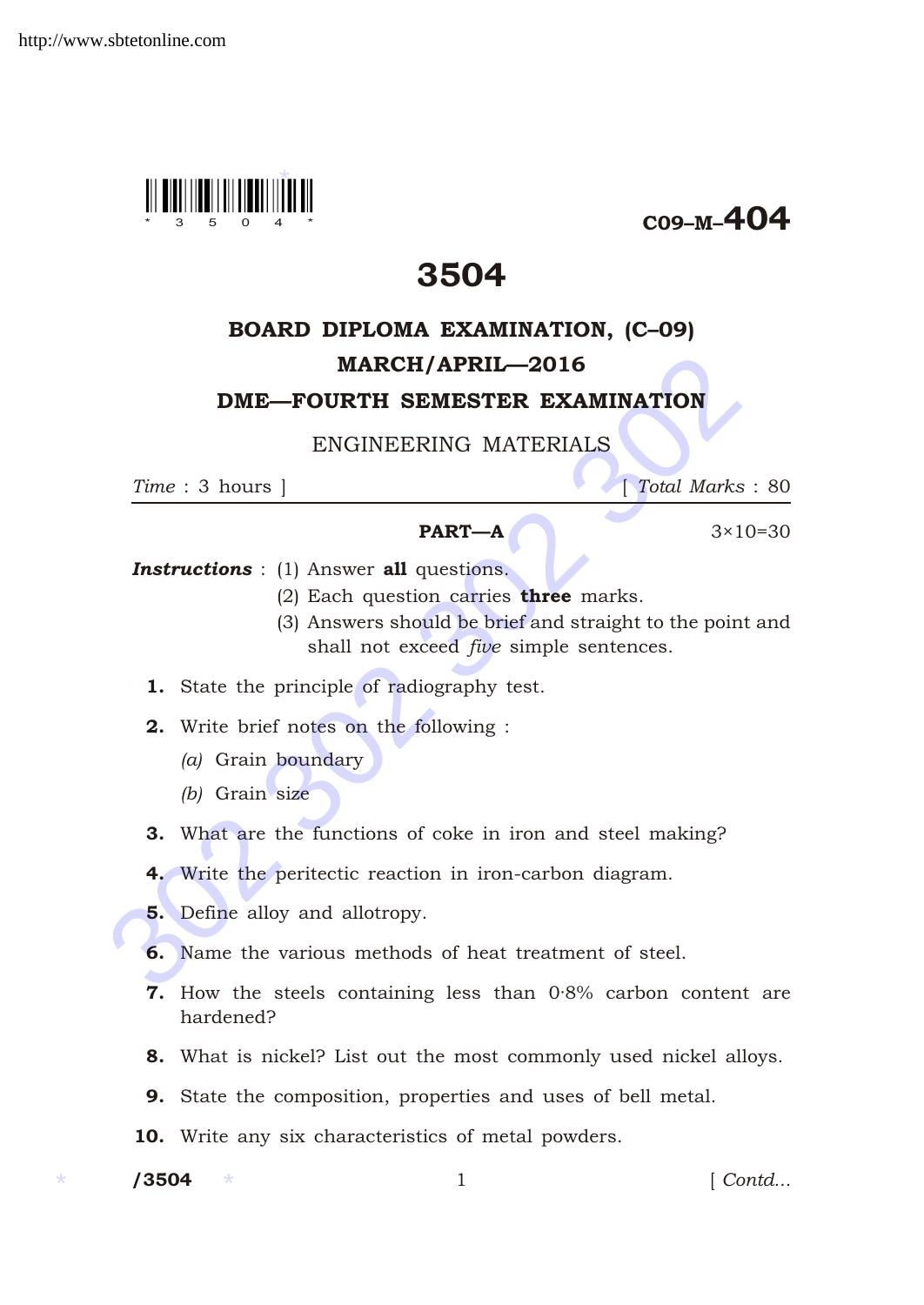C09–M–404

# 3504

## BOARD DIPLOMA EXAMINATION, (C–09)

## MARCH/APRIL—2016

## DME—FOURTH SEMESTER EXAMINATION

### ENGINEERING MATERIALS

*Time* : 3 hours ] [ *Total Marks* : 80

**PART—A** 3×10=30

***Instructions*** : (1) Answer **all** questions.

(2) Each question carries **three** marks.

(3) Answers should be brief and straight to the point and shall not exceed *five* simple sentences.

**1.** State the principle of radiography test.

**2.** Write brief notes on the following :

*(a)* Grain boundary

*(b)* Grain size

**3.** What are the functions of coke in iron and steel making?

**4.** Write the peritectic reaction in iron-carbon diagram.

**5.** Define alloy and allotropy.

**6.** Name the various methods of heat treatment of steel.

**7.** How the steels containing less than 0·8% carbon content are hardened?

**8.** What is nickel? List out the most commonly used nickel alloys.

**9.** State the composition, properties and uses of bell metal.

**10.** Write any six characteristics of metal powders.

[ Contd...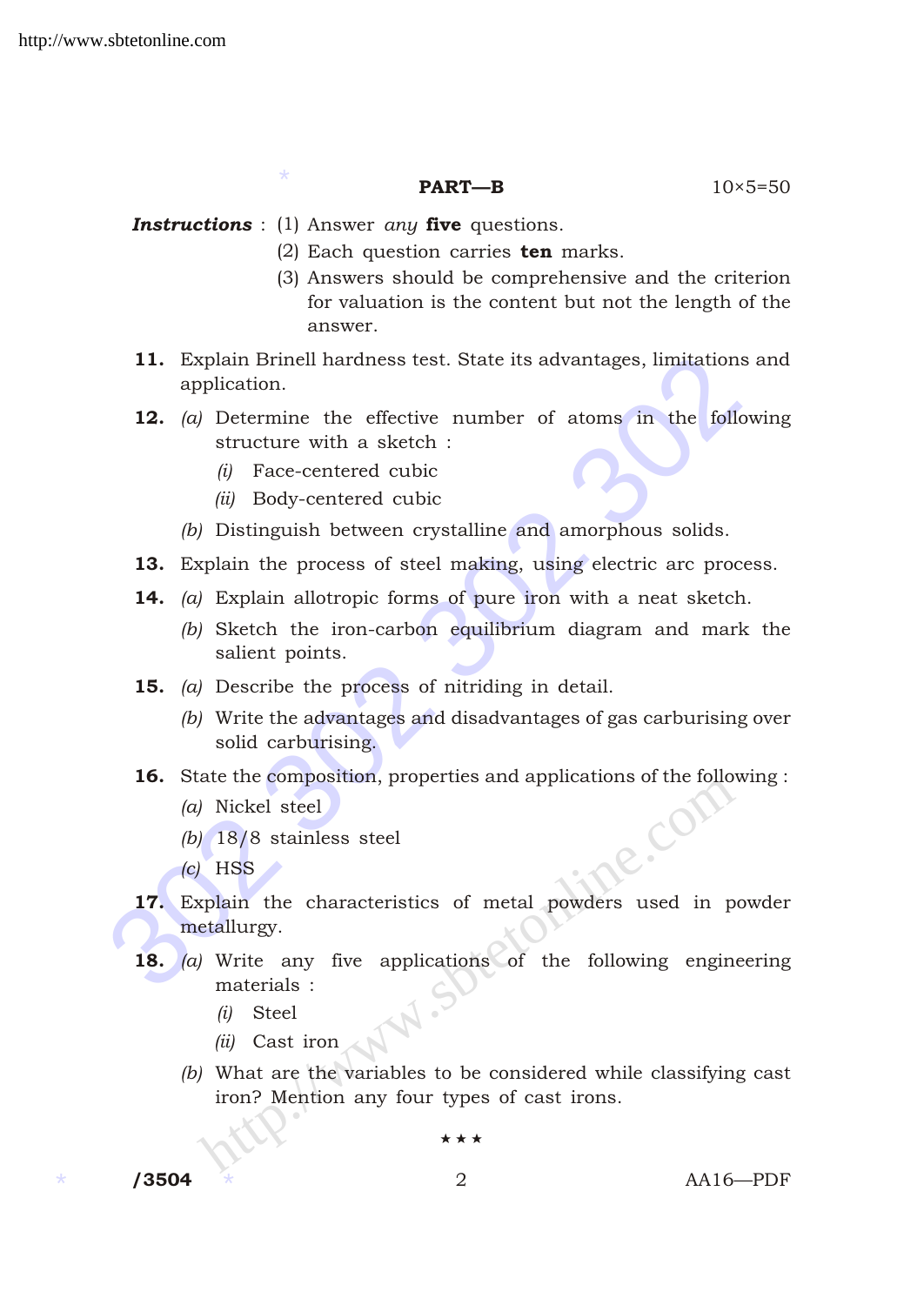## PART—B

10×5=50

***Instructions*** : (1) Answer *any* **five** questions.

(2) Each question carries **ten** marks.

(3) Answers should be comprehensive and the criterion for valuation is the content but not the length of the answer.

**11.** Explain Brinell hardness test. State its advantages, limitations and application.

**12.** *(a)* Determine the effective number of atoms in the following structure with a sketch :

*(i)* Face-centered cubic

*(ii)* Body-centered cubic

*(b)* Distinguish between crystalline and amorphous solids.

**13.** Explain the process of steel making, using electric arc process.

**14.** *(a)* Explain allotropic forms of pure iron with a neat sketch.

*(b)* Sketch the iron-carbon equilibrium diagram and mark the salient points.

**15.** *(a)* Describe the process of nitriding in detail.

*(b)* Write the advantages and disadvantages of gas carburising over solid carburising.

**16.** State the composition, properties and applications of the following :

*(a)* Nickel steel

*(b)* 18/8 stainless steel

*(c)* HSS

**17.** Explain the characteristics of metal powders used in powder metallurgy.

**18.** *(a)* Write any five applications of the following engineering materials :

*(i)* Steel

*(ii)* Cast iron

*(b)* What are the variables to be considered while classifying cast iron? Mention any four types of cast irons.

★ ★ ★

/3504

AA16—PDF